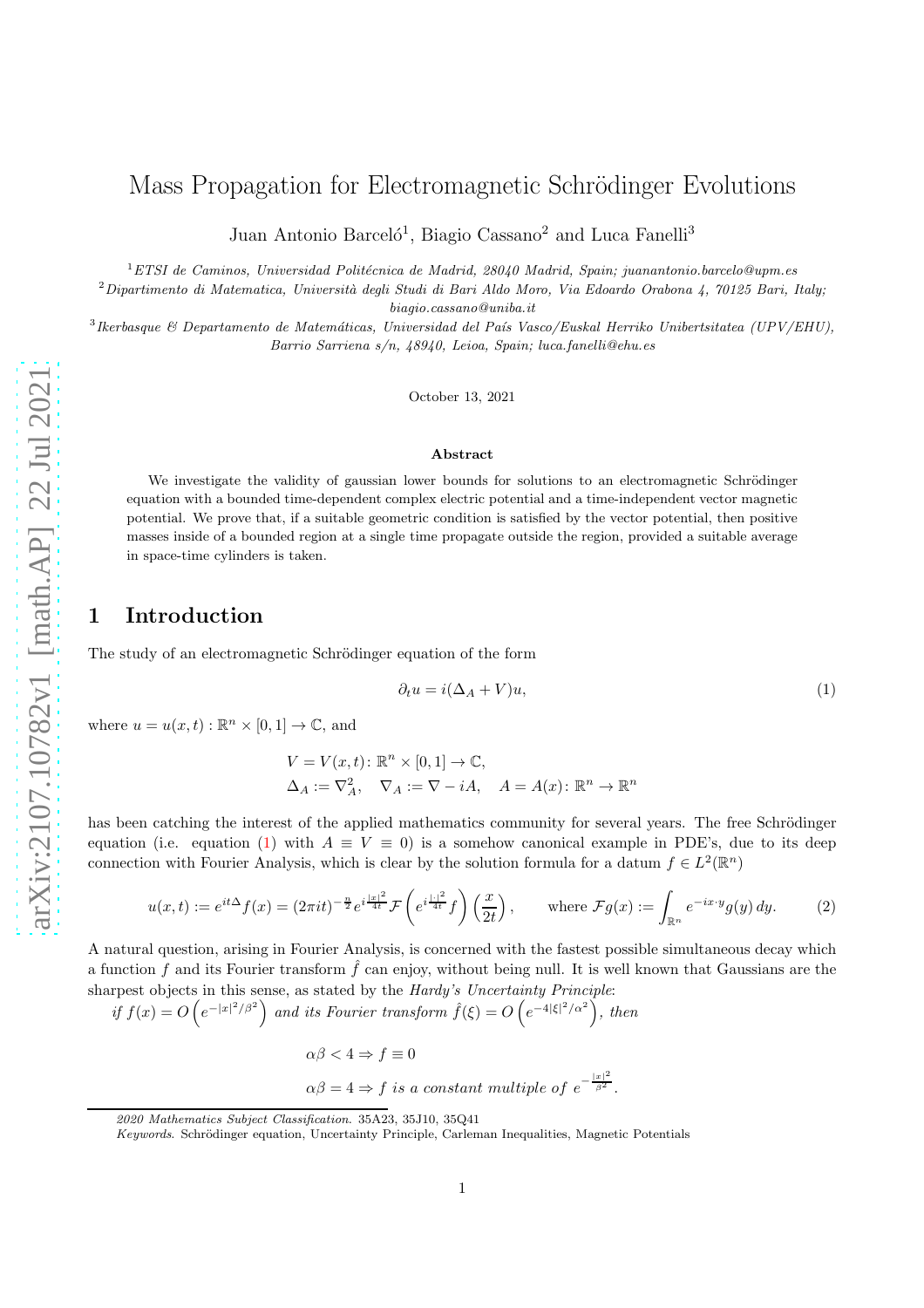# Mass Propagation for Electromagnetic Schrödinger Evolutions

Juan Antonio Barceló[1], Biagio Cassano[2] and Luca Fanelli[3]

[1]*ETSI de Caminos, Universidad Politécnica de Madrid, 28040 Madrid, Spain; juanantonio.barcelo@upm.es*

[2]*Dipartimento di Matematica, Università degli Studi di Bari Aldo Moro, Via Edoardo Orabona 4, 70125 Bari, Italy; biagio.cassano@uniba.it*

[3]*Ikerbasque & Departamento de Matemáticas, Universidad del País Vasco/Euskal Herriko Unibertsitatea (UPV/EHU), Barrio Sarriena s/n, 48940, Leioa, Spain; luca.fanelli@ehu.es*

October 13, 2021

**Abstract**

We investigate the validity of gaussian lower bounds for solutions to an electromagnetic Schrödinger equation with a bounded time-dependent complex electric potential and a time-independent vector magnetic potential. We prove that, if a suitable geometric condition is satisfied by the vector potential, then positive masses inside of a bounded region at a single time propagate outside the region, provided a suitable average in space-time cylinders is taken.

## 1 Introduction

The study of an electromagnetic Schrödinger equation of the form

$$\partial_t u = i(\Delta_A + V)u, \tag{1}$$

where $u = u(x,t) : \mathbb{R}^n \times [0,1] \to \mathbb{C}$, and

$$V = V(x,t) \colon \mathbb{R}^n \times [0,1] \to \mathbb{C},$$
$$\Delta_A := \nabla_A^2, \quad \nabla_A := \nabla - iA, \quad A = A(x) \colon \mathbb{R}^n \to \mathbb{R}^n$$

has been catching the interest of the applied mathematics community for several years. The free Schrödinger equation (i.e. equation (1) with $A \equiv V \equiv 0$) is a somehow canonical example in PDE's, due to its deep connection with Fourier Analysis, which is clear by the solution formula for a datum $f \in L^2(\mathbb{R}^n)$

$$u(x,t) := e^{it\Delta} f(x) = (2\pi i t)^{-\frac{n}{2}} e^{i\frac{|x|^2}{4t}} \mathcal{F}\left(e^{i\frac{|\cdot|^2}{4t}} f\right)\left(\frac{x}{2t}\right), \qquad \text{where } \mathcal{F}g(x) := \int_{\mathbb{R}^n} e^{-ix\cdot y} g(y)\, dy. \tag{2}$$

A natural question, arising in Fourier Analysis, is concerned with the fastest possible simultaneous decay which a function $f$ and its Fourier transform $\hat{f}$ can enjoy, without being null. It is well known that Gaussians are the sharpest objects in this sense, as stated by the *Hardy's Uncertainty Principle*:

*if $f(x) = O\left(e^{-|x|^2/\beta^2}\right)$ and its Fourier transform $\hat{f}(\xi) = O\left(e^{-4|\xi|^2/\alpha^2}\right)$, then*

$$\alpha\beta < 4 \Rightarrow f \equiv 0$$
$$\alpha\beta = 4 \Rightarrow f \text{ is a constant multiple of } e^{-\frac{|x|^2}{\beta^2}}.$$

*2020 Mathematics Subject Classification.* 35A23, 35J10, 35Q41

*Keywords.* Schrödinger equation, Uncertainty Principle, Carleman Inequalities, Magnetic Potentials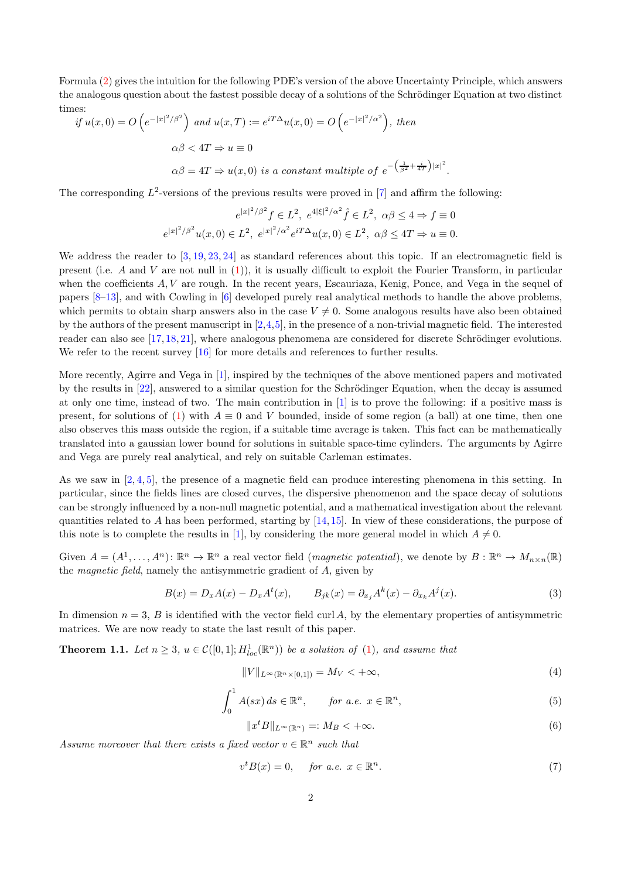Formula (2) gives the intuition for the following PDE's version of the above Uncertainty Principle, which answers the analogous question about the fastest possible decay of a solutions of the Schrödinger Equation at two distinct times:

$$
\text{if } u(x,0) = O\left(e^{-|x|^2/\beta^2}\right) \text{ and } u(x,T) := e^{iT\Delta}u(x,0) = O\left(e^{-|x|^2/\alpha^2}\right), \text{ then}
$$

$$
\alpha\beta < 4T \Rightarrow u \equiv 0
$$

$$
\alpha\beta = 4T \Rightarrow u(x,0) \text{ is a constant multiple of } e^{-\left(\frac{1}{\beta^2}+\frac{i}{4T}\right)|x|^2}.
$$

The corresponding $L^2$-versions of the previous results were proved in [7] and affirm the following:

$$
e^{|x|^2/\beta^2} f \in L^2,\ e^{4|\xi|^2/\alpha^2}\hat{f} \in L^2,\ \alpha\beta \leq 4 \Rightarrow f \equiv 0
$$

$$
e^{|x|^2/\beta^2} u(x,0) \in L^2,\ e^{|x|^2/\alpha^2} e^{iT\Delta} u(x,0) \in L^2,\ \alpha\beta \leq 4T \Rightarrow u \equiv 0.
$$

We address the reader to [3, 19, 23, 24] as standard references about this topic. If an electromagnetic field is present (i.e. $A$ and $V$ are not null in (1)), it is usually difficult to exploit the Fourier Transform, in particular when the coefficients $A, V$ are rough. In the recent years, Escauriaza, Kenig, Ponce, and Vega in the sequel of papers [8–13], and with Cowling in [6] developed purely real analytical methods to handle the above problems, which permits to obtain sharp answers also in the case $V \neq 0$. Some analogous results have also been obtained by the authors of the present manuscript in [2, 4, 5], in the presence of a non-trivial magnetic field. The interested reader can also see [17, 18, 21], where analogous phenomena are considered for discrete Schrödinger evolutions. We refer to the recent survey [16] for more details and references to further results.

More recently, Agirre and Vega in [1], inspired by the techniques of the above mentioned papers and motivated by the results in [22], answered to a similar question for the Schrödinger Equation, when the decay is assumed at only one time, instead of two. The main contribution in [1] is to prove the following: if a positive mass is present, for solutions of (1) with $A \equiv 0$ and $V$ bounded, inside of some region (a ball) at one time, then one also observes this mass outside the region, if a suitable time average is taken. This fact can be mathematically translated into a gaussian lower bound for solutions in suitable space-time cylinders. The arguments by Agirre and Vega are purely real analytical, and rely on suitable Carleman estimates.

As we saw in [2, 4, 5], the presence of a magnetic field can produce interesting phenomena in this setting. In particular, since the fields lines are closed curves, the dispersive phenomenon and the space decay of solutions can be strongly influenced by a non-null magnetic potential, and a mathematical investigation about the relevant quantities related to $A$ has been performed, starting by [14, 15]. In view of these considerations, the purpose of this note is to complete the results in [1], by considering the more general model in which $A \neq 0$.

Given $A = (A^1, \ldots, A^n)\colon \mathbb{R}^n \to \mathbb{R}^n$ a real vector field (*magnetic potential*), we denote by $B : \mathbb{R}^n \to M_{n\times n}(\mathbb{R})$ the *magnetic field*, namely the antisymmetric gradient of $A$, given by

$$
B(x) = D_x A(x) - D_x A^t(x), \qquad B_{jk}(x) = \partial_{x_j} A^k(x) - \partial_{x_k} A^j(x). \tag{3}
$$

In dimension $n = 3$, $B$ is identified with the vector field $\operatorname{curl} A$, by the elementary properties of antisymmetric matrices. We are now ready to state the last result of this paper.

**Theorem 1.1.** *Let $n \geq 3$, $u \in \mathcal{C}([0,1]; H^1_{loc}(\mathbb{R}^n))$ be a solution of (1), and assume that*

$$
\|V\|_{L^\infty(\mathbb{R}^n \times [0,1])} = M_V < +\infty, \tag{4}
$$

$$
\int_0^1 A(sx)\,ds \in \mathbb{R}^n, \qquad \text{for a.e. } x \in \mathbb{R}^n, \tag{5}
$$

$$
\|x^t B\|_{L^\infty(\mathbb{R}^n)} =: M_B < +\infty. \tag{6}
$$

*Assume moreover that there exists a fixed vector $v \in \mathbb{R}^n$ such that*

$$
v^t B(x) = 0, \qquad \text{for a.e. } x \in \mathbb{R}^n. \tag{7}
$$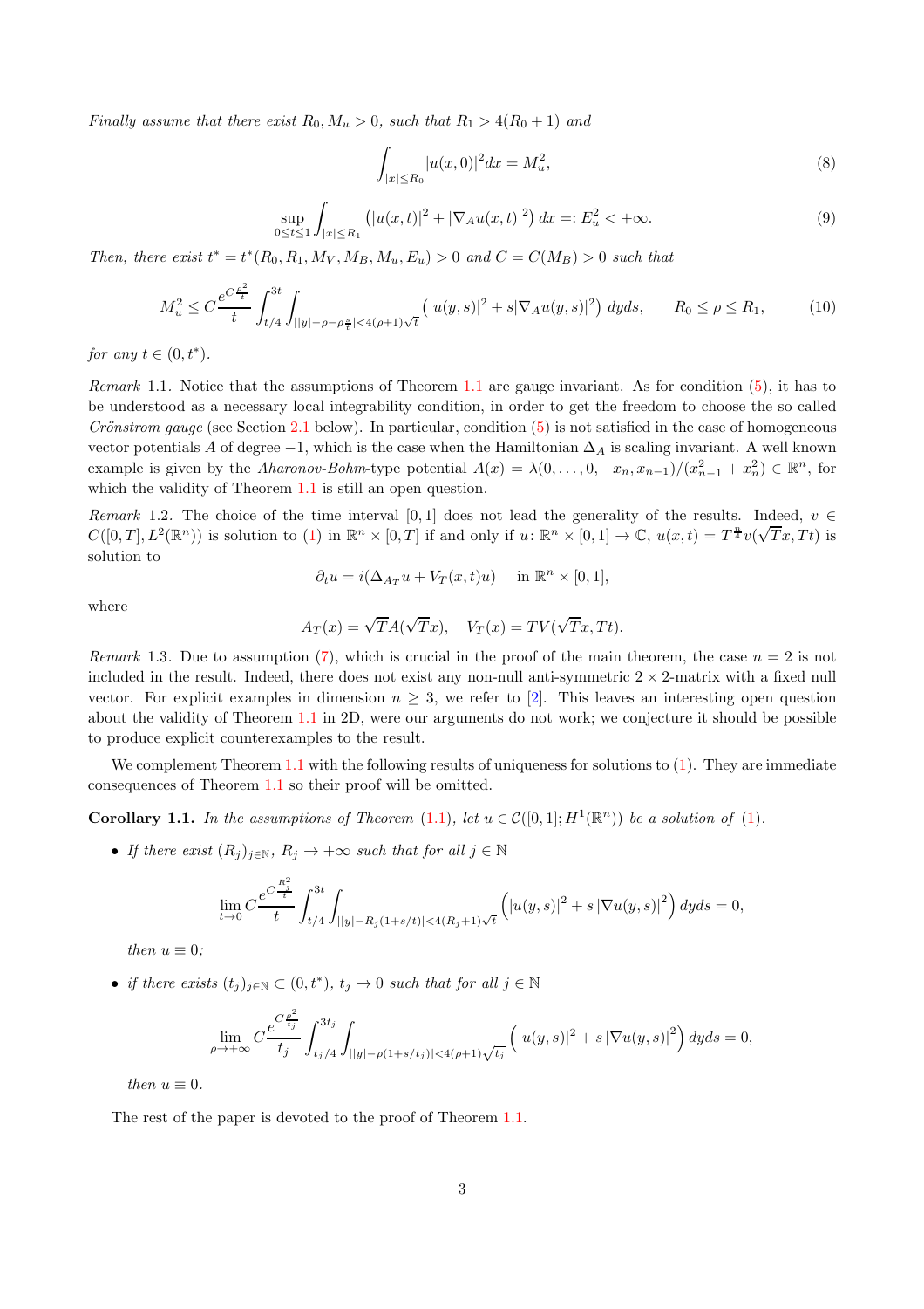*Finally assume that there exist $R_0, M_u > 0$, such that $R_1 > 4(R_0+1)$ and*

$$\int_{|x|\le R_0} |u(x,0)|^2 dx = M_u^2, \tag{8}$$

$$\sup_{0\le t\le 1} \int_{|x|\le R_1} \left(|u(x,t)|^2 + |\nabla_A u(x,t)|^2\right) dx =: E_u^2 < +\infty. \tag{9}$$

*Then, there exist $t^* = t^*(R_0, R_1, M_V, M_B, M_u, E_u) > 0$ and $C = C(M_B) > 0$ such that*

$$M_u^2 \le C \frac{e^{C\frac{\rho^2}{t}}}{t} \int_{t/4}^{3t} \int_{||y|-\rho-\rho\frac{s}{t}|<4(\rho+1)\sqrt{t}} \left(|u(y,s)|^2 + s|\nabla_A u(y,s)|^2\right) dyds, \qquad R_0 \le \rho \le R_1, \tag{10}$$

*for any $t \in (0, t^*)$.*

*Remark* 1.1. Notice that the assumptions of Theorem 1.1 are gauge invariant. As for condition (5), it has to be understood as a necessary local integrability condition, in order to get the freedom to choose the so called *Crönstrom gauge* (see Section 2.1 below). In particular, condition (5) is not satisfied in the case of homogeneous vector potentials $A$ of degree $-1$, which is the case when the Hamiltonian $\Delta_A$ is scaling invariant. A well known example is given by the *Aharonov-Bohm*-type potential $A(x) = \lambda(0, \dots, 0, -x_n, x_{n-1})/(x_{n-1}^2 + x_n^2) \in \mathbb{R}^n$, for which the validity of Theorem 1.1 is still an open question.

*Remark* 1.2. The choice of the time interval $[0,1]$ does not lead the generality of the results. Indeed, $v \in C([0,T], L^2(\mathbb{R}^n))$ is solution to (1) in $\mathbb{R}^n \times [0,T]$ if and only if $u\colon \mathbb{R}^n \times [0,1] \to \mathbb{C}$, $u(x,t) = T^{\frac{n}{4}} v(\sqrt{T}x, Tt)$ is solution to

$$\partial_t u = i(\Delta_{A_T} u + V_T(x,t)u) \quad \text{ in } \mathbb{R}^n \times [0,1],$$

where

$$A_T(x) = \sqrt{T} A(\sqrt{T}x), \quad V_T(x) = TV(\sqrt{T}x, Tt).$$

*Remark* 1.3. Due to assumption (7), which is crucial in the proof of the main theorem, the case $n = 2$ is not included in the result. Indeed, there does not exist any non-null anti-symmetric $2 \times 2$-matrix with a fixed null vector. For explicit examples in dimension $n \ge 3$, we refer to [2]. This leaves an interesting open question about the validity of Theorem 1.1 in 2D, were our arguments do not work; we conjecture it should be possible to produce explicit counterexamples to the result.

We complement Theorem 1.1 with the following results of uniqueness for solutions to (1). They are immediate consequences of Theorem 1.1 so their proof will be omitted.

**Corollary 1.1.** *In the assumptions of Theorem (1.1), let $u \in \mathcal{C}([0,1]; H^1(\mathbb{R}^n))$ be a solution of (1).*

- *If there exist $(R_j)_{j\in\mathbb{N}}$, $R_j \to +\infty$ such that for all $j \in \mathbb{N}$*

$$\lim_{t\to 0} C \frac{e^{C\frac{R_j^2}{t}}}{t} \int_{t/4}^{3t} \int_{||y|-R_j(1+s/t)|<4(R_j+1)\sqrt{t}} \left(|u(y,s)|^2 + s\,|\nabla u(y,s)|^2\right) dyds = 0,$$

  *then $u \equiv 0$;*

- *if there exists $(t_j)_{j\in\mathbb{N}} \subset (0, t^*)$, $t_j \to 0$ such that for all $j \in \mathbb{N}$*

$$\lim_{\rho\to+\infty} C \frac{e^{C\frac{\rho^2}{t_j}}}{t_j} \int_{t_j/4}^{3t_j} \int_{||y|-\rho(1+s/t_j)|<4(\rho+1)\sqrt{t_j}} \left(|u(y,s)|^2 + s\,|\nabla u(y,s)|^2\right) dyds = 0,$$

  *then $u \equiv 0$.*

The rest of the paper is devoted to the proof of Theorem 1.1.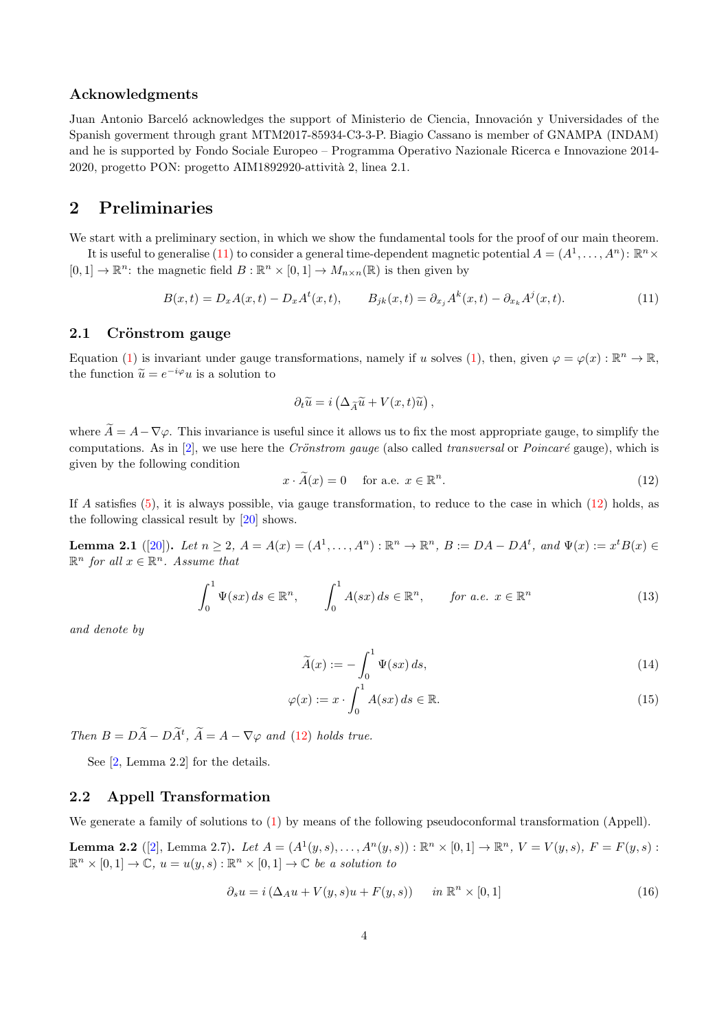### Acknowledgments

Juan Antonio Barceló acknowledges the support of Ministerio de Ciencia, Innovación y Universidades of the Spanish goverment through grant MTM2017-85934-C3-3-P. Biagio Cassano is member of GNAMPA (INDAM) and he is supported by Fondo Sociale Europeo – Programma Operativo Nazionale Ricerca e Innovazione 2014-2020, progetto PON: progetto AIM1892920-attività 2, linea 2.1.

## 2 Preliminaries

We start with a preliminary section, in which we show the fundamental tools for the proof of our main theorem.

It is useful to generalise (11) to consider a general time-dependent magnetic potential $A = (A^1, \dots, A^n) \colon \mathbb{R}^n \times [0,1] \to \mathbb{R}^n$: the magnetic field $B : \mathbb{R}^n \times [0,1] \to M_{n\times n}(\mathbb{R})$ is then given by

$$B(x,t) = D_x A(x,t) - D_x A^t(x,t), \qquad B_{jk}(x,t) = \partial_{x_j} A^k(x,t) - \partial_{x_k} A^j(x,t). \tag{11}$$

### 2.1 Crönstrom gauge

Equation (1) is invariant under gauge transformations, namely if $u$ solves (1), then, given $\varphi = \varphi(x) : \mathbb{R}^n \to \mathbb{R}$, the function $\widetilde{u} = e^{-i\varphi} u$ is a solution to

$$\partial_t \widetilde{u} = i \left( \Delta_{\widetilde{A}} \widetilde{u} + V(x,t)\widetilde{u} \right),$$

where $\widetilde{A} = A - \nabla\varphi$. This invariance is useful since it allows us to fix the most appropriate gauge, to simplify the computations. As in [2], we use here the *Crönstrom gauge* (also called *transversal* or *Poincaré* gauge), which is given by the following condition

$$x \cdot \widetilde{A}(x) = 0 \quad \text{ for a.e. } x \in \mathbb{R}^n. \tag{12}$$

If $A$ satisfies (5), it is always possible, via gauge transformation, to reduce to the case in which (12) holds, as the following classical result by [20] shows.

**Lemma 2.1** ([20])**.** *Let $n \geq 2$, $A = A(x) = (A^1, \dots, A^n) : \mathbb{R}^n \to \mathbb{R}^n$, $B := DA - DA^t$, and $\Psi(x) := x^t B(x) \in \mathbb{R}^n$ for all $x \in \mathbb{R}^n$. Assume that*

$$\int_0^1 \Psi(sx)\, ds \in \mathbb{R}^n, \qquad \int_0^1 A(sx)\, ds \in \mathbb{R}^n, \qquad \textit{for a.e. } x \in \mathbb{R}^n \tag{13}$$

*and denote by*

$$\widetilde{A}(x) := -\int_0^1 \Psi(sx)\, ds, \tag{14}$$

$$\varphi(x) := x \cdot \int_0^1 A(sx)\, ds \in \mathbb{R}. \tag{15}$$

*Then $B = D\widetilde{A} - D\widetilde{A}^t$, $\widetilde{A} = A - \nabla\varphi$ and (12) holds true.*

See [2, Lemma 2.2] for the details.

### 2.2 Appell Transformation

We generate a family of solutions to (1) by means of the following pseudoconformal transformation (Appell).

**Lemma 2.2** ([2], Lemma 2.7)**.** *Let $A = (A^1(y,s), \dots, A^n(y,s)) : \mathbb{R}^n \times [0,1] \to \mathbb{R}^n$, $V = V(y,s)$, $F = F(y,s) : \mathbb{R}^n \times [0,1] \to \mathbb{C}$, $u = u(y,s) : \mathbb{R}^n \times [0,1] \to \mathbb{C}$ be a solution to*

$$\partial_s u = i \left( \Delta_A u + V(y,s) u + F(y,s) \right) \qquad \textit{in } \mathbb{R}^n \times [0,1] \tag{16}$$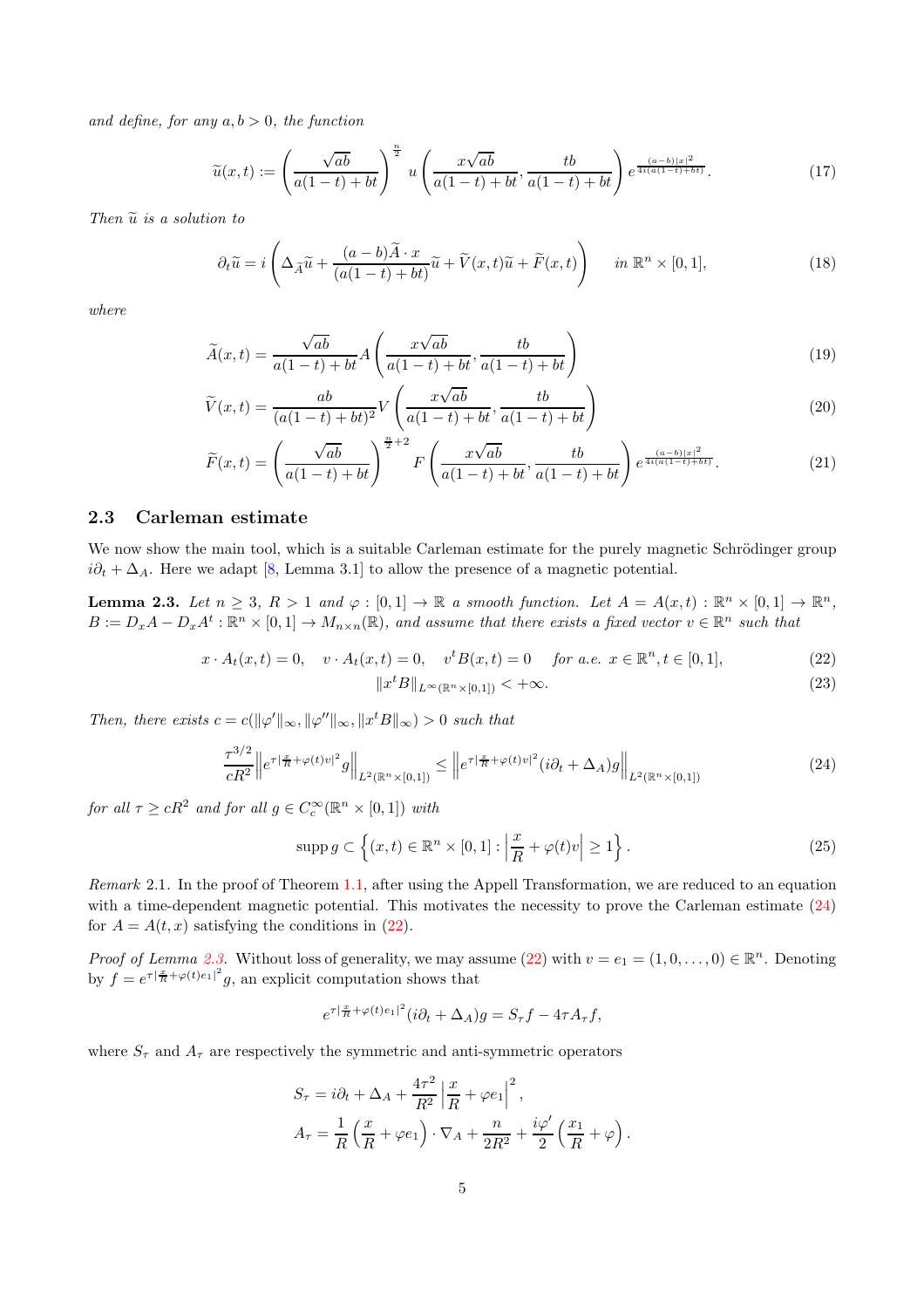*and define, for any $a, b > 0$, the function*

$$\widetilde{u}(x,t) := \left(\frac{\sqrt{ab}}{a(1-t)+bt}\right)^{\frac{n}{2}} u\left(\frac{x\sqrt{ab}}{a(1-t)+bt}, \frac{tb}{a(1-t)+bt}\right) e^{\frac{(a-b)|x|^2}{4i(a(1-t)+bt)}}. \tag{17}$$

*Then $\widetilde{u}$ is a solution to*

$$\partial_t \widetilde{u} = i\left(\Delta_{\widetilde{A}}\widetilde{u} + \frac{(a-b)\widetilde{A}\cdot x}{(a(1-t)+bt)}\widetilde{u} + \widetilde{V}(x,t)\widetilde{u} + \widetilde{F}(x,t)\right) \qquad \textit{in } \mathbb{R}^n \times [0,1], \tag{18}$$

*where*

$$\widetilde{A}(x,t) = \frac{\sqrt{ab}}{a(1-t)+bt} A\left(\frac{x\sqrt{ab}}{a(1-t)+bt}, \frac{tb}{a(1-t)+bt}\right) \tag{19}$$

$$\widetilde{V}(x,t) = \frac{ab}{(a(1-t)+bt)^2} V\left(\frac{x\sqrt{ab}}{a(1-t)+bt}, \frac{tb}{a(1-t)+bt}\right) \tag{20}$$

$$\widetilde{F}(x,t) = \left(\frac{\sqrt{ab}}{a(1-t)+bt}\right)^{\frac{n}{2}+2} F\left(\frac{x\sqrt{ab}}{a(1-t)+bt}, \frac{tb}{a(1-t)+bt}\right) e^{\frac{(a-b)|x|^2}{4i(a(1-t)+bt)}}. \tag{21}$$

### 2.3 Carleman estimate

We now show the main tool, which is a suitable Carleman estimate for the purely magnetic Schrödinger group $i\partial_t + \Delta_A$. Here we adapt [8, Lemma 3.1] to allow the presence of a magnetic potential.

**Lemma 2.3.** *Let $n \geq 3$, $R > 1$ and $\varphi : [0,1] \to \mathbb{R}$ a smooth function. Let $A = A(x,t) : \mathbb{R}^n \times [0,1] \to \mathbb{R}^n$, $B := D_x A - D_x A^t : \mathbb{R}^n \times [0,1] \to M_{n\times n}(\mathbb{R})$, and assume that there exists a fixed vector $v \in \mathbb{R}^n$ such that*

$$x \cdot A_t(x,t) = 0, \quad v \cdot A_t(x,t) = 0, \quad v^t B(x,t) = 0 \quad \textit{for a.e. } x \in \mathbb{R}^n, t \in [0,1], \tag{22}$$

$$\|x^t B\|_{L^\infty(\mathbb{R}^n \times [0,1])} < +\infty. \tag{23}$$

*Then, there exists $c = c(\|\varphi'\|_\infty, \|\varphi''\|_\infty, \|x^t B\|_\infty) > 0$ such that*

$$\frac{\tau^{3/2}}{cR^2}\left\|e^{\tau\left|\frac{x}{R}+\varphi(t)v\right|^2} g\right\|_{L^2(\mathbb{R}^n\times[0,1])} \leq \left\|e^{\tau\left|\frac{x}{R}+\varphi(t)v\right|^2}(i\partial_t + \Delta_A) g\right\|_{L^2(\mathbb{R}^n\times[0,1])} \tag{24}$$

*for all $\tau \geq cR^2$ and for all $g \in C_c^\infty(\mathbb{R}^n \times [0,1])$ with*

$$\operatorname{supp} g \subset \left\{(x,t) \in \mathbb{R}^n \times [0,1] : \left|\frac{x}{R} + \varphi(t)v\right| \geq 1\right\}. \tag{25}$$

*Remark* 2.1. In the proof of Theorem 1.1, after using the Appell Transformation, we are reduced to an equation with a time-dependent magnetic potential. This motivates the necessity to prove the Carleman estimate (24) for $A = A(t,x)$ satisfying the conditions in (22).

*Proof of Lemma 2.3.* Without loss of generality, we may assume (22) with $v = e_1 = (1, 0, \ldots, 0) \in \mathbb{R}^n$. Denoting by $f = e^{\tau\left|\frac{x}{R}+\varphi(t)e_1\right|^2} g$, an explicit computation shows that

$$e^{\tau\left|\frac{x}{R}+\varphi(t)e_1\right|^2}(i\partial_t + \Delta_A) g = S_\tau f - 4\tau A_\tau f,$$

where $S_\tau$ and $A_\tau$ are respectively the symmetric and anti-symmetric operators

$$S_\tau = i\partial_t + \Delta_A + \frac{4\tau^2}{R^2}\left|\frac{x}{R} + \varphi e_1\right|^2,$$

$$A_\tau = \frac{1}{R}\left(\frac{x}{R} + \varphi e_1\right) \cdot \nabla_A + \frac{n}{2R^2} + \frac{i\varphi'}{2}\left(\frac{x_1}{R} + \varphi\right).$$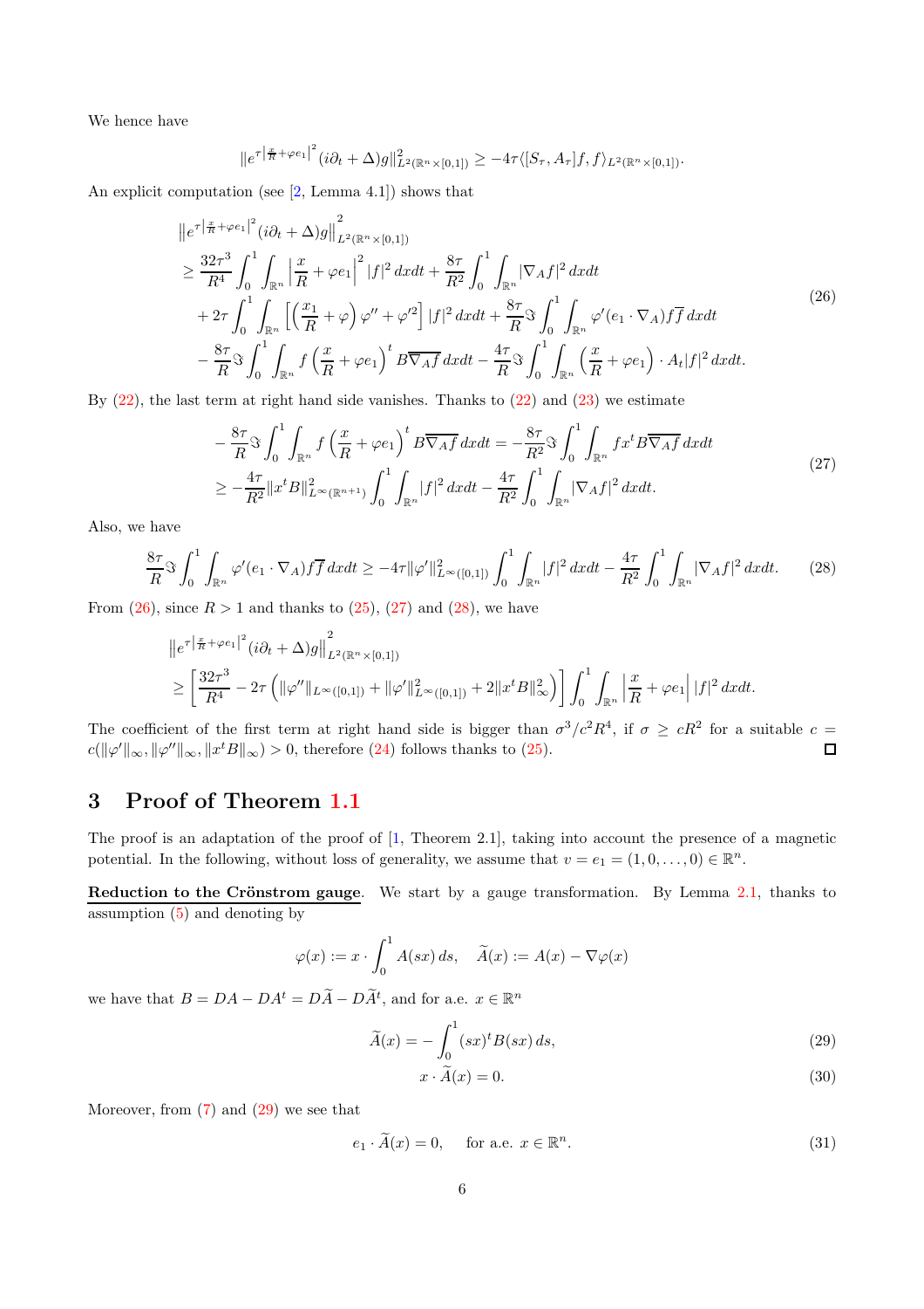We hence have

$$\|e^{\tau\left|\frac{x}{R}+\varphi e_1\right|^2}(i\partial_t+\Delta)g\|^2_{L^2(\mathbb{R}^n\times[0,1])}\geq -4\tau\langle[S_\tau,A_\tau]f,f\rangle_{L^2(\mathbb{R}^n\times[0,1])}.$$

An explicit computation (see [2, Lemma 4.1]) shows that

$$\begin{aligned}
&\left\|e^{\tau\left|\frac{x}{R}+\varphi e_1\right|^2}(i\partial_t+\Delta)g\right\|^2_{L^2(\mathbb{R}^n\times[0,1])}\\
&\geq \frac{32\tau^3}{R^4}\int_0^1\int_{\mathbb{R}^n}\left|\frac{x}{R}+\varphi e_1\right|^2|f|^2\,dxdt+\frac{8\tau}{R^2}\int_0^1\int_{\mathbb{R}^n}|\nabla_A f|^2\,dxdt\\
&\quad+2\tau\int_0^1\int_{\mathbb{R}^n}\left[\left(\frac{x_1}{R}+\varphi\right)\varphi''+\varphi'^2\right]|f|^2\,dxdt+\frac{8\tau}{R}\Im\int_0^1\int_{\mathbb{R}^n}\varphi'(e_1\cdot\nabla_A)f\overline{f}\,dxdt\\
&\quad-\frac{8\tau}{R}\Im\int_0^1\int_{\mathbb{R}^n}f\left(\frac{x}{R}+\varphi e_1\right)^t B\overline{\nabla_A f}\,dxdt-\frac{4\tau}{R}\Im\int_0^1\int_{\mathbb{R}^n}\left(\frac{x}{R}+\varphi e_1\right)\cdot A_t|f|^2\,dxdt.
\end{aligned}\tag{26}$$

By (22), the last term at right hand side vanishes. Thanks to (22) and (23) we estimate

$$\begin{aligned}
&-\frac{8\tau}{R}\Im\int_0^1\int_{\mathbb{R}^n}f\left(\frac{x}{R}+\varphi e_1\right)^t B\overline{\nabla_A f}\,dxdt=-\frac{8\tau}{R^2}\Im\int_0^1\int_{\mathbb{R}^n}fx^tB\overline{\nabla_A f}\,dxdt\\
&\geq -\frac{4\tau}{R^2}\|x^tB\|^2_{L^\infty(\mathbb{R}^{n+1})}\int_0^1\int_{\mathbb{R}^n}|f|^2\,dxdt-\frac{4\tau}{R^2}\int_0^1\int_{\mathbb{R}^n}|\nabla_A f|^2\,dxdt.
\end{aligned}\tag{27}$$

Also, we have

$$\frac{8\tau}{R}\Im\int_0^1\int_{\mathbb{R}^n}\varphi'(e_1\cdot\nabla_A)f\overline{f}\,dxdt\geq -4\tau\|\varphi'\|^2_{L^\infty([0,1])}\int_0^1\int_{\mathbb{R}^n}|f|^2\,dxdt-\frac{4\tau}{R^2}\int_0^1\int_{\mathbb{R}^n}|\nabla_A f|^2\,dxdt.\tag{28}$$

From (26), since $R>1$ and thanks to (25), (27) and (28), we have

$$\begin{aligned}
&\left\|e^{\tau\left|\frac{x}{R}+\varphi e_1\right|^2}(i\partial_t+\Delta)g\right\|^2_{L^2(\mathbb{R}^n\times[0,1])}\\
&\geq\left[\frac{32\tau^3}{R^4}-2\tau\left(\|\varphi''\|_{L^\infty([0,1])}+\|\varphi'\|^2_{L^\infty([0,1])}+2\|x^tB\|^2_\infty\right)\right]\int_0^1\int_{\mathbb{R}^n}\left|\frac{x}{R}+\varphi e_1\right||f|^2\,dxdt.
\end{aligned}$$

The coefficient of the first term at right hand side is bigger than $\sigma^3/c^2R^4$, if $\sigma\geq cR^2$ for a suitable $c=c(\|\varphi'\|_\infty,\|\varphi''\|_\infty,\|x^tB\|_\infty)>0$, therefore (24) follows thanks to (25). ◻

## 3 Proof of Theorem 1.1

The proof is an adaptation of the proof of [1, Theorem 2.1], taking into account the presence of a magnetic potential. In the following, without loss of generality, we assume that $v=e_1=(1,0,\dots,0)\in\mathbb{R}^n$.

**Reduction to the Crönstrom gauge**. We start by a gauge transformation. By Lemma 2.1, thanks to assumption (5) and denoting by

$$\varphi(x):=x\cdot\int_0^1 A(sx)\,ds,\quad \widetilde{A}(x):=A(x)-\nabla\varphi(x)$$

we have that $B=DA-DA^t=D\widetilde{A}-D\widetilde{A}^t$, and for a.e. $x\in\mathbb{R}^n$

$$\widetilde{A}(x)=-\int_0^1(sx)^tB(sx)\,ds,\tag{29}$$

$$x\cdot\widetilde{A}(x)=0.\tag{30}$$

Moreover, from (7) and (29) we see that

$$e_1\cdot\widetilde{A}(x)=0,\quad\text{ for a.e. } x\in\mathbb{R}^n.\tag{31}$$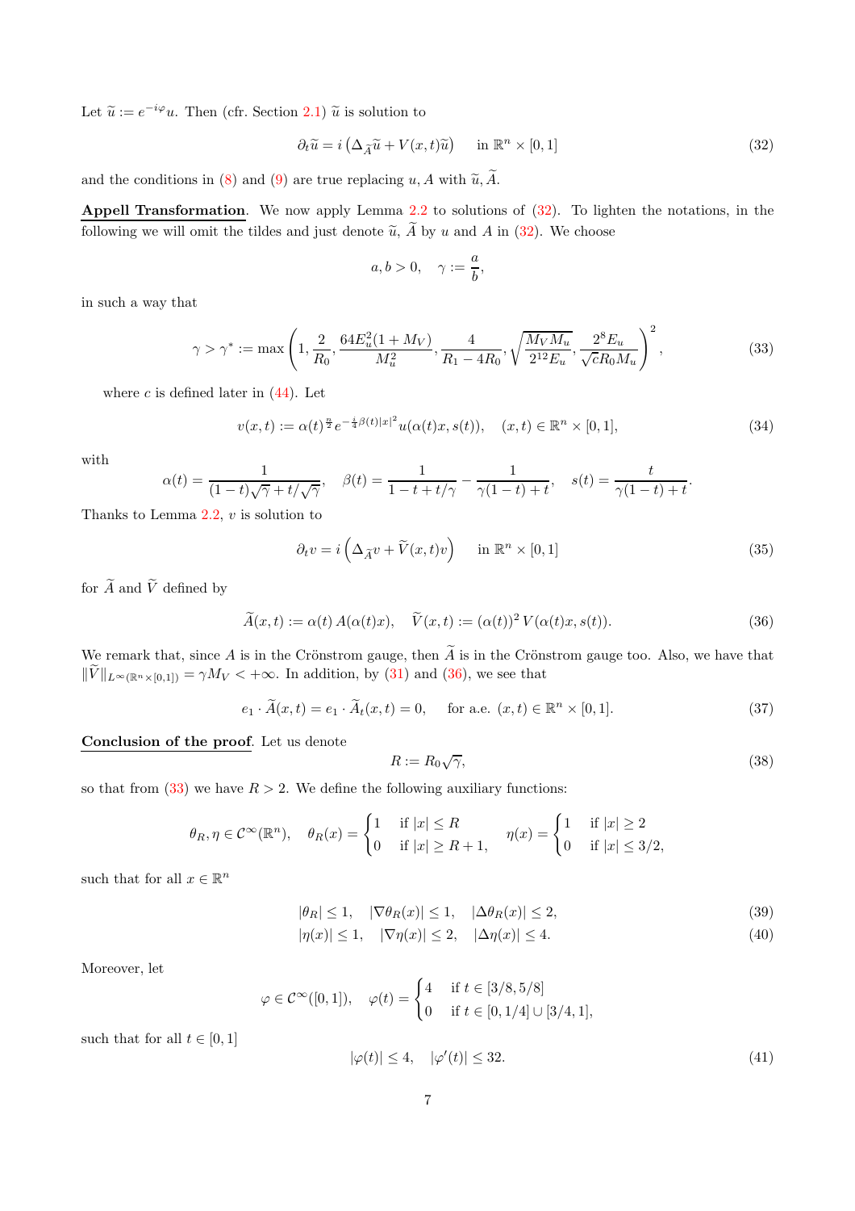Let $\widetilde{u} := e^{-i\varphi}u$. Then (cfr. Section 2.1) $\widetilde{u}$ is solution to

$$\partial_t \widetilde{u} = i\left(\Delta_{\widetilde{A}}\widetilde{u} + V(x,t)\widetilde{u}\right) \quad \text{in } \mathbb{R}^n \times [0,1] \tag{32}$$

and the conditions in (8) and (9) are true replacing $u, A$ with $\widetilde{u}, \widetilde{A}$.

**Appell Transformation**. We now apply Lemma 2.2 to solutions of (32). To lighten the notations, in the following we will omit the tildes and just denote $\widetilde{u}$, $\widetilde{A}$ by $u$ and $A$ in (32). We choose

$$a, b > 0, \quad \gamma := \frac{a}{b},$$

in such a way that

$$\gamma > \gamma^* := \max\left(1, \frac{2}{R_0}, \frac{64E_u^2(1+M_V)}{M_u^2}, \frac{4}{R_1 - 4R_0}, \sqrt{\frac{M_V M_u}{2^{12}E_u}}, \frac{2^8 E_u}{\sqrt{c}R_0 M_u}\right)^2, \tag{33}$$

where $c$ is defined later in (44). Let

$$v(x,t) := \alpha(t)^{\frac{n}{2}} e^{-\frac{i}{4}\beta(t)|x|^2} u(\alpha(t)x, s(t)), \quad (x,t) \in \mathbb{R}^n \times [0,1], \tag{34}$$

with

$$\alpha(t) = \frac{1}{(1-t)\sqrt{\gamma} + t/\sqrt{\gamma}}, \quad \beta(t) = \frac{1}{1-t+t/\gamma} - \frac{1}{\gamma(1-t)+t}, \quad s(t) = \frac{t}{\gamma(1-t)+t}.$$

Thanks to Lemma 2.2, $v$ is solution to

$$\partial_t v = i\left(\Delta_{\widetilde{A}} v + \widetilde{V}(x,t)v\right) \quad \text{in } \mathbb{R}^n \times [0,1] \tag{35}$$

for $\widetilde{A}$ and $\widetilde{V}$ defined by

$$\widetilde{A}(x,t) := \alpha(t)\, A(\alpha(t)x), \quad \widetilde{V}(x,t) := (\alpha(t))^2\, V(\alpha(t)x, s(t)). \tag{36}$$

We remark that, since $A$ is in the Crönstrom gauge, then $\widetilde{A}$ is in the Crönstrom gauge too. Also, we have that $\|\widetilde{V}\|_{L^\infty(\mathbb{R}^n \times [0,1])} = \gamma M_V < +\infty$. In addition, by (31) and (36), we see that

$$e_1 \cdot \widetilde{A}(x,t) = e_1 \cdot \widetilde{A}_t(x,t) = 0, \quad \text{for a.e. } (x,t) \in \mathbb{R}^n \times [0,1]. \tag{37}$$

**Conclusion of the proof**. Let us denote

$$R := R_0\sqrt{\gamma}, \tag{38}$$

so that from (33) we have $R > 2$. We define the following auxiliary functions:

$$\theta_R, \eta \in \mathcal{C}^\infty(\mathbb{R}^n), \quad \theta_R(x) = \begin{cases} 1 & \text{if } |x| \le R \\ 0 & \text{if } |x| \ge R+1, \end{cases} \quad \eta(x) = \begin{cases} 1 & \text{if } |x| \ge 2 \\ 0 & \text{if } |x| \le 3/2, \end{cases}$$

such that for all $x \in \mathbb{R}^n$

$$|\theta_R| \le 1, \quad |\nabla\theta_R(x)| \le 1, \quad |\Delta\theta_R(x)| \le 2, \tag{39}$$

$$|\eta(x)| \le 1, \quad |\nabla\eta(x)| \le 2, \quad |\Delta\eta(x)| \le 4. \tag{40}$$

Moreover, let

$$\varphi \in \mathcal{C}^\infty([0,1]), \quad \varphi(t) = \begin{cases} 4 & \text{if } t \in [3/8, 5/8] \\ 0 & \text{if } t \in [0, 1/4] \cup [3/4, 1], \end{cases}$$

such that for all $t \in [0,1]$

$$|\varphi(t)| \le 4, \quad |\varphi'(t)| \le 32. \tag{41}$$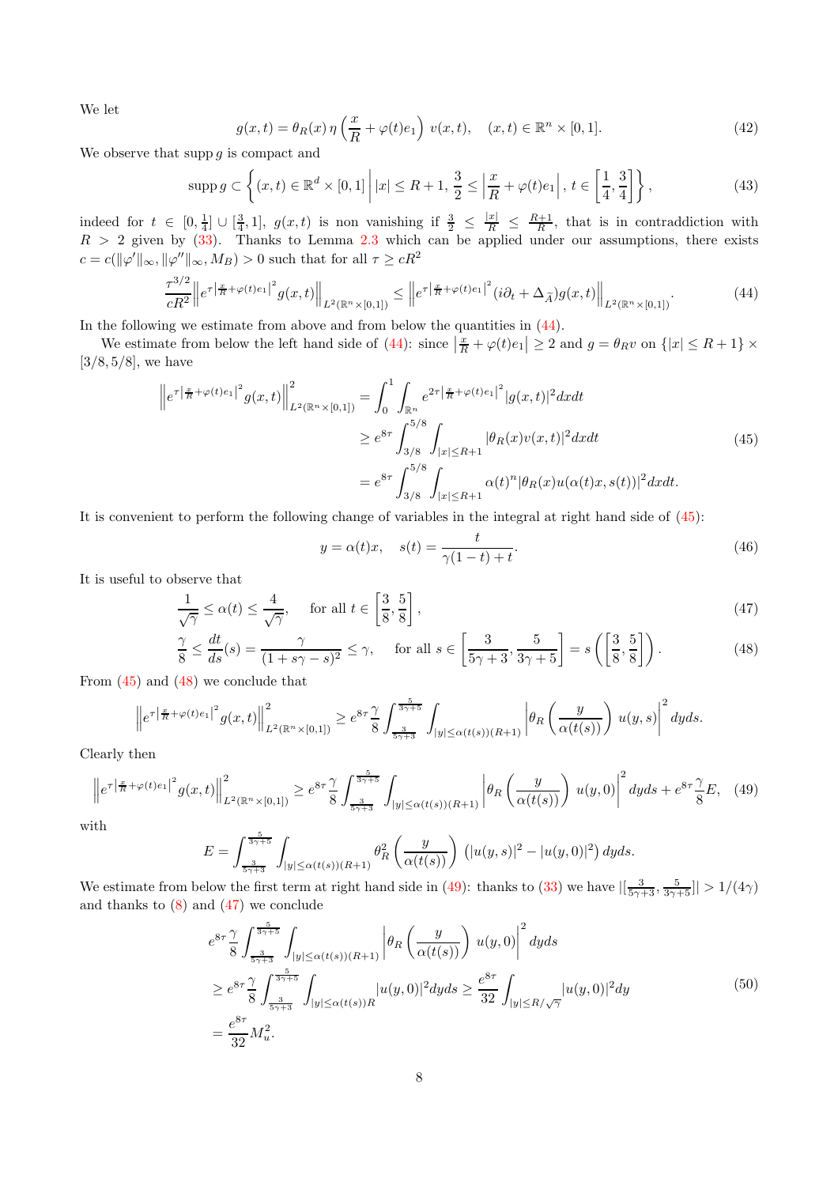We let

$$g(x,t) = \theta_R(x)\, \eta\left(\frac{x}{R} + \varphi(t)e_1\right)\, v(x,t), \quad (x,t) \in \mathbb{R}^n \times [0,1]. \tag{42}$$

We observe that supp $g$ is compact and

$$\operatorname{supp} g \subset \left\{ (x,t) \in \mathbb{R}^d \times [0,1] \,\middle|\, |x| \le R+1,\, \frac{3}{2} \le \left|\frac{x}{R} + \varphi(t)e_1\right|,\, t \in \left[\frac{1}{4}, \frac{3}{4}\right] \right\}, \tag{43}$$

indeed for $t \in [0, \frac{1}{4}] \cup [\frac{3}{4}, 1]$, $g(x,t)$ is non vanishing if $\frac{3}{2} \le \frac{|x|}{R} \le \frac{R+1}{R}$, that is in contraddiction with $R > 2$ given by (33). Thanks to Lemma 2.3 which can be applied under our assumptions, there exists $c = c(\|\varphi'\|_\infty, \|\varphi''\|_\infty, M_B) > 0$ such that for all $\tau \ge cR^2$

$$\frac{\tau^{3/2}}{cR^2} \left\| e^{\tau\left|\frac{x}{R}+\varphi(t)e_1\right|^2} g(x,t) \right\|_{L^2(\mathbb{R}^n \times [0,1])} \le \left\| e^{\tau\left|\frac{x}{R}+\varphi(t)e_1\right|^2} (i\partial_t + \Delta_{\widetilde{A}}) g(x,t) \right\|_{L^2(\mathbb{R}^n \times [0,1])}. \tag{44}$$

In the following we estimate from above and from below the quantities in (44).

We estimate from below the left hand side of (44): since $\left|\frac{x}{R} + \varphi(t)e_1\right| \ge 2$ and $g = \theta_R v$ on $\{|x| \le R+1\} \times [3/8, 5/8]$, we have

$$\begin{aligned}
\left\| e^{\tau\left|\frac{x}{R}+\varphi(t)e_1\right|^2} g(x,t) \right\|^2_{L^2(\mathbb{R}^n \times [0,1])} &= \int_0^1 \int_{\mathbb{R}^n} e^{2\tau\left|\frac{x}{R}+\varphi(t)e_1\right|^2} |g(x,t)|^2 dx dt \\
&\ge e^{8\tau} \int_{3/8}^{5/8} \int_{|x| \le R+1} |\theta_R(x) v(x,t)|^2 dx dt \\
&= e^{8\tau} \int_{3/8}^{5/8} \int_{|x| \le R+1} \alpha(t)^n |\theta_R(x) u(\alpha(t)x, s(t))|^2 dx dt.
\end{aligned} \tag{45}$$

It is convenient to perform the following change of variables in the integral at right hand side of (45):

$$y = \alpha(t)x, \quad s(t) = \frac{t}{\gamma(1-t)+t}. \tag{46}$$

It is useful to observe that

$$\frac{1}{\sqrt{\gamma}} \le \alpha(t) \le \frac{4}{\sqrt{\gamma}}, \quad \text{ for all } t \in \left[\frac{3}{8}, \frac{5}{8}\right], \tag{47}$$

$$\frac{\gamma}{8} \le \frac{dt}{ds}(s) = \frac{\gamma}{(1+s\gamma-s)^2} \le \gamma, \quad \text{ for all } s \in \left[\frac{3}{5\gamma+3}, \frac{5}{3\gamma+5}\right] = s\left(\left[\frac{3}{8}, \frac{5}{8}\right]\right). \tag{48}$$

From (45) and (48) we conclude that

$$\left\| e^{\tau\left|\frac{x}{R}+\varphi(t)e_1\right|^2} g(x,t) \right\|^2_{L^2(\mathbb{R}^n \times [0,1])} \ge e^{8\tau}\frac{\gamma}{8} \int_{\frac{3}{5\gamma+3}}^{\frac{5}{3\gamma+5}} \int_{|y| \le \alpha(t(s))(R+1)} \left| \theta_R\left(\frac{y}{\alpha(t(s))}\right) u(y,s) \right|^2 dy ds.$$

Clearly then

$$\left\| e^{\tau\left|\frac{x}{R}+\varphi(t)e_1\right|^2} g(x,t) \right\|^2_{L^2(\mathbb{R}^n \times [0,1])} \ge e^{8\tau}\frac{\gamma}{8} \int_{\frac{3}{5\gamma+3}}^{\frac{5}{3\gamma+5}} \int_{|y| \le \alpha(t(s))(R+1)} \left| \theta_R\left(\frac{y}{\alpha(t(s))}\right) u(y,0) \right|^2 dy ds + e^{8\tau}\frac{\gamma}{8} E, \tag{49}$$

with

$$E = \int_{\frac{3}{5\gamma+3}}^{\frac{5}{3\gamma+5}} \int_{|y| \le \alpha(t(s))(R+1)} \theta_R^2\left(\frac{y}{\alpha(t(s))}\right) \left(|u(y,s)|^2 - |u(y,0)|^2\right) dy ds.$$

We estimate from below the first term at right hand side in (49): thanks to (33) we have $|[\frac{3}{5\gamma+3}, \frac{5}{3\gamma+5}]| > 1/(4\gamma)$ and thanks to (8) and (47) we conclude

$$\begin{aligned}
&e^{8\tau}\frac{\gamma}{8} \int_{\frac{3}{5\gamma+3}}^{\frac{5}{3\gamma+5}} \int_{|y| \le \alpha(t(s))(R+1)} \left| \theta_R\left(\frac{y}{\alpha(t(s))}\right) u(y,0) \right|^2 dy ds \\
&\ge e^{8\tau}\frac{\gamma}{8} \int_{\frac{3}{5\gamma+3}}^{\frac{5}{3\gamma+5}} \int_{|y| \le \alpha(t(s))R} |u(y,0)|^2 dy ds \ge \frac{e^{8\tau}}{32} \int_{|y| \le R/\sqrt{\gamma}} |u(y,0)|^2 dy \\
&= \frac{e^{8\tau}}{32} M_u^2.
\end{aligned} \tag{50}$$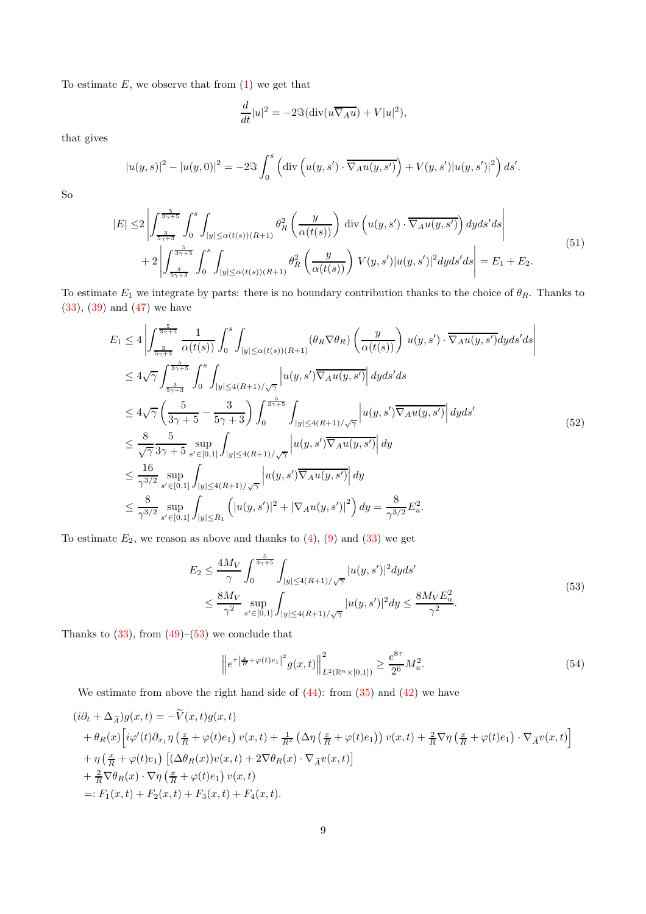To estimate $E$, we observe that from (1) we get that

$$\frac{d}{dt}|u|^2 = -2\Im(\mathrm{div}(u\overline{\nabla_A u}) + V|u|^2),$$

that gives

$$|u(y,s)|^2 - |u(y,0)|^2 = -2\Im \int_0^s \left( \mathrm{div}\left( u(y,s') \cdot \overline{\nabla_A u(y,s')} \right) + V(y,s')|u(y,s')|^2 \right) ds'.$$

So

$$\begin{aligned}
|E| \leq & 2\left| \int_{\frac{3}{5\gamma+3}}^{\frac{5}{3\gamma+5}} \int_0^s \int_{|y|\leq \alpha(t(s))(R+1)} \theta_R^2\left(\frac{y}{\alpha(t(s))}\right) \mathrm{div}\left( u(y,s') \cdot \overline{\nabla_A u(y,s')} \right) dy ds' ds \right| \\
& + 2\left| \int_{\frac{3}{5\gamma+3}}^{\frac{5}{3\gamma+5}} \int_0^s \int_{|y|\leq \alpha(t(s))(R+1)} \theta_R^2\left(\frac{y}{\alpha(t(s))}\right) V(y,s')|u(y,s')|^2 dy ds' ds \right| = E_1 + E_2.
\end{aligned} \tag{51}$$

To estimate $E_1$ we integrate by parts: there is no boundary contribution thanks to the choice of $\theta_R$. Thanks to (33), (39) and (47) we have

$$\begin{aligned}
E_1 &\leq 4 \left| \int_{\frac{3}{5\gamma+3}}^{\frac{5}{3\gamma+5}} \frac{1}{\alpha(t(s))} \int_0^s \int_{|y|\leq \alpha(t(s))(R+1)} (\theta_R \nabla \theta_R)\left(\frac{y}{\alpha(t(s))}\right) u(y,s') \cdot \overline{\nabla_A u(y,s')} dy ds' ds \right| \\
&\leq 4\sqrt{\gamma} \int_{\frac{3}{5\gamma+3}}^{\frac{5}{3\gamma+5}} \int_0^s \int_{|y|\leq 4(R+1)/\sqrt{\gamma}} \left| u(y,s')\overline{\nabla_A u(y,s')} \right| dy ds' ds \\
&\leq 4\sqrt{\gamma} \left( \frac{5}{3\gamma+5} - \frac{3}{5\gamma+3} \right) \int_0^{\frac{5}{3\gamma+5}} \int_{|y|\leq 4(R+1)/\sqrt{\gamma}} \left| u(y,s')\overline{\nabla_A u(y,s')} \right| dy ds' \\
&\leq \frac{8}{\sqrt{\gamma}} \frac{5}{3\gamma+5} \sup_{s'\in[0,1]} \int_{|y|\leq 4(R+1)/\sqrt{\gamma}} \left| u(y,s')\overline{\nabla_A u(y,s')} \right| dy \\
&\leq \frac{16}{\gamma^{3/2}} \sup_{s'\in[0,1]} \int_{|y|\leq 4(R+1)/\sqrt{\gamma}} \left| u(y,s')\overline{\nabla_A u(y,s')} \right| dy \\
&\leq \frac{8}{\gamma^{3/2}} \sup_{s'\in[0,1]} \int_{|y|\leq R_1} \left( |u(y,s')|^2 + |\nabla_A u(y,s')|^2 \right) dy = \frac{8}{\gamma^{3/2}} E_u^2.
\end{aligned} \tag{52}$$

To estimate $E_2$, we reason as above and thanks to (4), (9) and (33) we get

$$\begin{aligned}
E_2 &\leq \frac{4M_V}{\gamma} \int_0^{\frac{5}{3\gamma+5}} \int_{|y|\leq 4(R+1)/\sqrt{\gamma}} |u(y,s')|^2 dy ds' \\
&\leq \frac{8M_V}{\gamma^2} \sup_{s'\in[0,1]} \int_{|y|\leq 4(R+1)/\sqrt{\gamma}} |u(y,s')|^2 dy \leq \frac{8M_V E_u^2}{\gamma^2}.
\end{aligned} \tag{53}$$

Thanks to (33), from (49)–(53) we conclude that

$$\left\| e^{\tau\left|\frac{x}{R}+\varphi(t)e_1\right|^2} g(x,t) \right\|^2_{L^2(\mathbb{R}^n\times[0,1])} \geq \frac{e^{8\tau}}{2^6} M_u^2. \tag{54}$$

We estimate from above the right hand side of (44): from (35) and (42) we have

$$\begin{aligned}
&(i\partial_t + \Delta_{\widetilde{A}})g(x,t) = -\widetilde{V}(x,t)g(x,t) \\
&+ \theta_R(x)\Big[ i\varphi'(t)\partial_{x_1}\eta\left(\tfrac{x}{R}+\varphi(t)e_1\right) v(x,t) + \tfrac{1}{R^2}\left(\Delta\eta\left(\tfrac{x}{R}+\varphi(t)e_1\right)\right) v(x,t) + \tfrac{2}{R}\nabla\eta\left(\tfrac{x}{R}+\varphi(t)e_1\right)\cdot \nabla_{\widetilde{A}} v(x,t) \Big] \\
&+ \eta\left(\tfrac{x}{R}+\varphi(t)e_1\right)\left[ (\Delta\theta_R(x))v(x,t) + 2\nabla\theta_R(x)\cdot\nabla_{\widetilde{A}} v(x,t) \right] \\
&+ \tfrac{2}{R}\nabla\theta_R(x)\cdot\nabla\eta\left(\tfrac{x}{R}+\varphi(t)e_1\right) v(x,t) \\
&=: F_1(x,t) + F_2(x,t) + F_3(x,t) + F_4(x,t).
\end{aligned}$$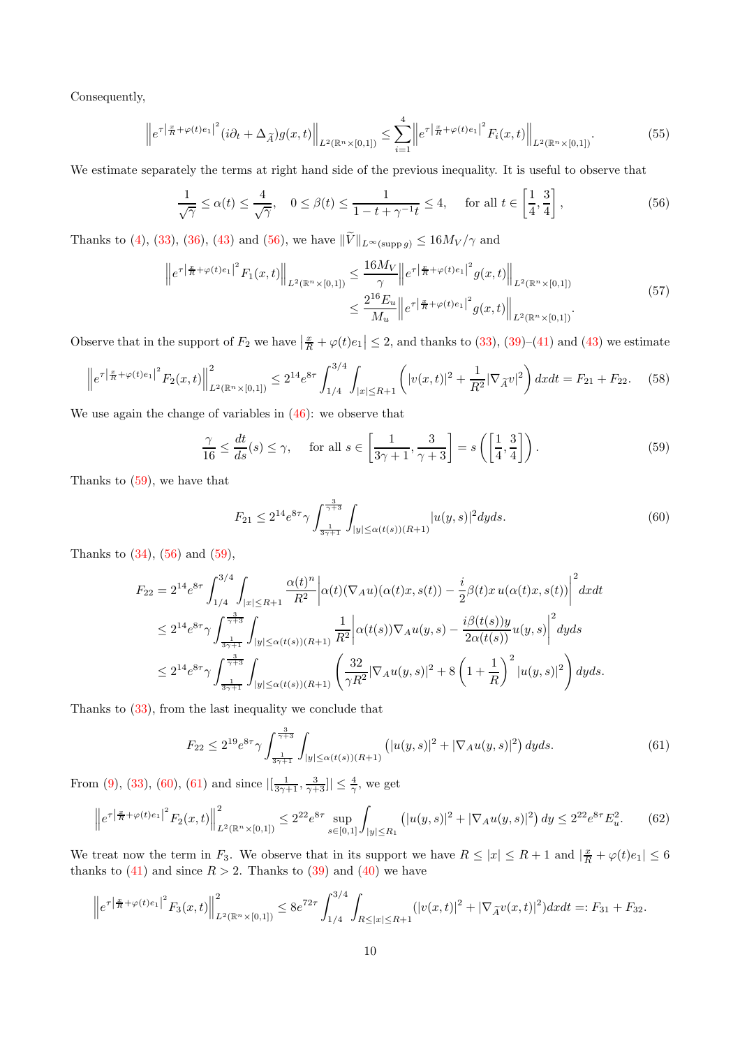Consequently,

$$\left\| e^{\tau\left|\frac{x}{R}+\varphi(t)e_1\right|^2}(i\partial_t+\Delta_{\widetilde{A}})g(x,t)\right\|_{L^2(\mathbb{R}^n\times[0,1])} \le \sum_{i=1}^4 \left\| e^{\tau\left|\frac{x}{R}+\varphi(t)e_1\right|^2}F_i(x,t)\right\|_{L^2(\mathbb{R}^n\times[0,1])}. \tag{55}$$

We estimate separately the terms at right hand side of the previous inequality. It is useful to observe that

$$\frac{1}{\sqrt{\gamma}} \le \alpha(t) \le \frac{4}{\sqrt{\gamma}}, \quad 0 \le \beta(t) \le \frac{1}{1-t+\gamma^{-1}t} \le 4, \quad \text{for all } t \in \left[\frac{1}{4},\frac{3}{4}\right], \tag{56}$$

Thanks to (4), (33), (36), (43) and (56), we have $\|\widetilde{V}\|_{L^\infty(\operatorname{supp} g)} \le 16M_V/\gamma$ and

$$\begin{aligned}\left\| e^{\tau\left|\frac{x}{R}+\varphi(t)e_1\right|^2}F_1(x,t)\right\|_{L^2(\mathbb{R}^n\times[0,1])} &\le \frac{16M_V}{\gamma}\left\| e^{\tau\left|\frac{x}{R}+\varphi(t)e_1\right|^2}g(x,t)\right\|_{L^2(\mathbb{R}^n\times[0,1])} \\ &\le \frac{2^{16}E_u}{M_u}\left\| e^{\tau\left|\frac{x}{R}+\varphi(t)e_1\right|^2}g(x,t)\right\|_{L^2(\mathbb{R}^n\times[0,1])}.\end{aligned} \tag{57}$$

Observe that in the support of $F_2$ we have $\left|\frac{x}{R}+\varphi(t)e_1\right| \le 2$, and thanks to (33), (39)–(41) and (43) we estimate

$$\left\| e^{\tau\left|\frac{x}{R}+\varphi(t)e_1\right|^2}F_2(x,t)\right\|^2_{L^2(\mathbb{R}^n\times[0,1])} \le 2^{14}e^{8\tau}\int_{1/4}^{3/4}\int_{|x|\le R+1}\left(|v(x,t)|^2+\frac{1}{R^2}|\nabla_{\widetilde{A}}v|^2\right)dxdt = F_{21}+F_{22}. \tag{58}$$

We use again the change of variables in (46): we observe that

$$\frac{\gamma}{16} \le \frac{dt}{ds}(s) \le \gamma, \quad \text{for all } s \in \left[\frac{1}{3\gamma+1},\frac{3}{\gamma+3}\right] = s\left(\left[\frac{1}{4},\frac{3}{4}\right]\right). \tag{59}$$

Thanks to (59), we have that

$$F_{21} \le 2^{14}e^{8\tau}\gamma\int_{\frac{1}{3\gamma+1}}^{\frac{3}{\gamma+3}}\int_{|y|\le\alpha(t(s))(R+1)}|u(y,s)|^2dyds. \tag{60}$$

Thanks to (34), (56) and (59),

$$\begin{aligned}F_{22} &= 2^{14}e^{8\tau}\int_{1/4}^{3/4}\int_{|x|\le R+1}\frac{\alpha(t)^n}{R^2}\left|\alpha(t)(\nabla_A u)(\alpha(t)x,s(t)) - \frac{i}{2}\beta(t)x\,u(\alpha(t)x,s(t))\right|^2dxdt \\ &\le 2^{14}e^{8\tau}\gamma\int_{\frac{1}{3\gamma+1}}^{\frac{3}{\gamma+3}}\int_{|y|\le\alpha(t(s))(R+1)}\frac{1}{R^2}\left|\alpha(t(s))\nabla_A u(y,s) - \frac{i\beta(t(s))y}{2\alpha(t(s))}u(y,s)\right|^2dyds \\ &\le 2^{14}e^{8\tau}\gamma\int_{\frac{1}{3\gamma+1}}^{\frac{3}{\gamma+3}}\int_{|y|\le\alpha(t(s))(R+1)}\left(\frac{32}{\gamma R^2}|\nabla_A u(y,s)|^2+8\left(1+\frac{1}{R}\right)^2|u(y,s)|^2\right)dyds.\end{aligned}$$

Thanks to (33), from the last inequality we conclude that

$$F_{22} \le 2^{19}e^{8\tau}\gamma\int_{\frac{1}{3\gamma+1}}^{\frac{3}{\gamma+3}}\int_{|y|\le\alpha(t(s))(R+1)}\left(|u(y,s)|^2+|\nabla_A u(y,s)|^2\right)dyds. \tag{61}$$

From (9), (33), (60), (61) and since $|[\frac{1}{3\gamma+1},\frac{3}{\gamma+3}]| \le \frac{4}{\gamma}$, we get

$$\left\| e^{\tau\left|\frac{x}{R}+\varphi(t)e_1\right|^2}F_2(x,t)\right\|^2_{L^2(\mathbb{R}^n\times[0,1])} \le 2^{22}e^{8\tau}\sup_{s\in[0,1]}\int_{|y|\le R_1}\left(|u(y,s)|^2+|\nabla_A u(y,s)|^2\right)dy \le 2^{22}e^{8\tau}E_u^2. \tag{62}$$

We treat now the term in $F_3$. We observe that in its support we have $R \le |x| \le R+1$ and $\left|\frac{x}{R}+\varphi(t)e_1\right| \le 6$ thanks to (41) and since $R>2$. Thanks to (39) and (40) we have

$$\left\| e^{\tau\left|\frac{x}{R}+\varphi(t)e_1\right|^2}F_3(x,t)\right\|^2_{L^2(\mathbb{R}^n\times[0,1])} \le 8e^{72\tau}\int_{1/4}^{3/4}\int_{R\le|x|\le R+1}(|v(x,t)|^2+|\nabla_{\widetilde{A}}v(x,t)|^2)dxdt =: F_{31}+F_{32}.$$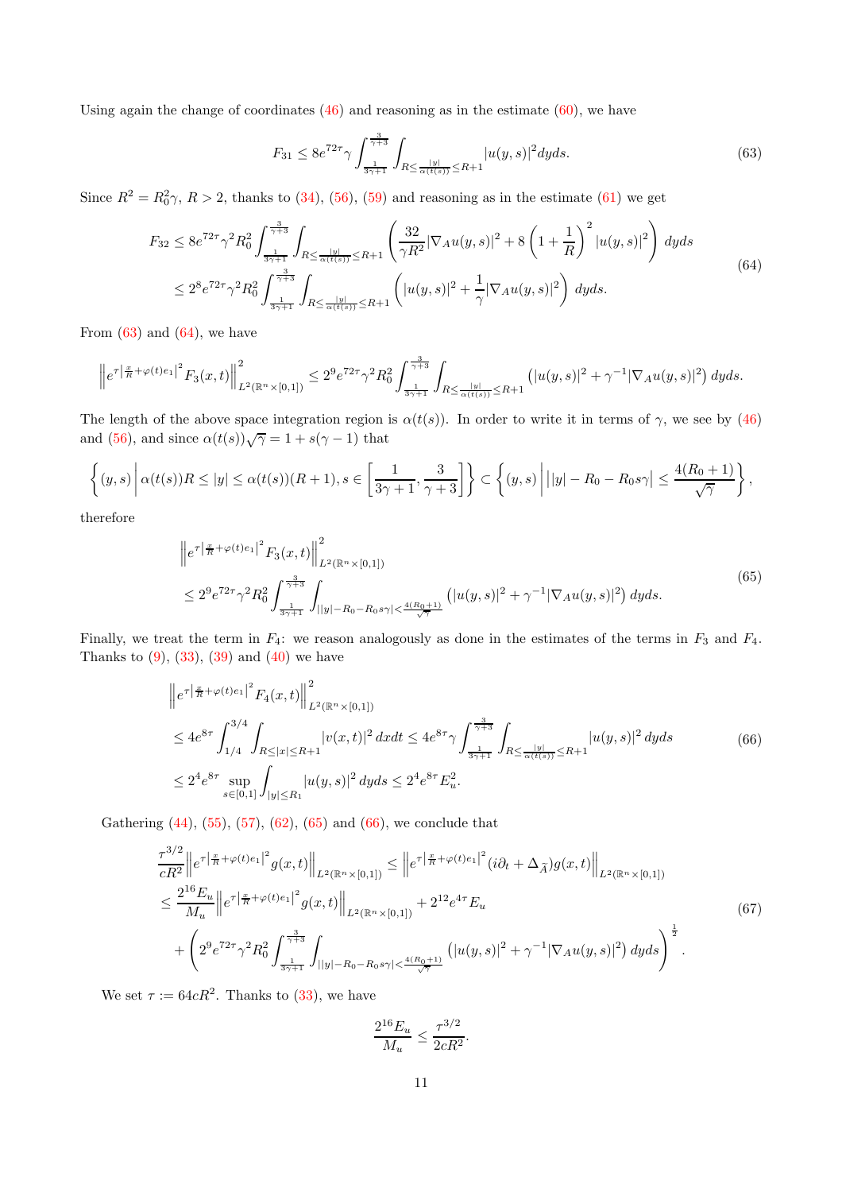Using again the change of coordinates (46) and reasoning as in the estimate (60), we have

$$F_{31} \leq 8e^{72\tau}\gamma \int_{\frac{1}{3\gamma+1}}^{\frac{3}{\gamma+3}} \int_{R\leq \frac{|y|}{\alpha(t(s))}\leq R+1} |u(y,s)|^2 dyds. \tag{63}$$

Since $R^2 = R_0^2\gamma$, $R > 2$, thanks to (34), (56), (59) and reasoning as in the estimate (61) we get

$$\begin{aligned} F_{32} &\leq 8e^{72\tau}\gamma^2 R_0^2 \int_{\frac{1}{3\gamma+1}}^{\frac{3}{\gamma+3}} \int_{R\leq \frac{|y|}{\alpha(t(s))}\leq R+1} \left( \frac{32}{\gamma R^2}|\nabla_A u(y,s)|^2 + 8\left(1+\frac{1}{R}\right)^2 |u(y,s)|^2 \right) dyds \\ &\leq 2^8 e^{72\tau}\gamma^2 R_0^2 \int_{\frac{1}{3\gamma+1}}^{\frac{3}{\gamma+3}} \int_{R\leq \frac{|y|}{\alpha(t(s))}\leq R+1} \left( |u(y,s)|^2 + \frac{1}{\gamma}|\nabla_A u(y,s)|^2 \right) dyds. \end{aligned} \tag{64}$$

From (63) and (64), we have

$$\left\| e^{\tau\left|\frac{x}{R}+\varphi(t)e_1\right|^2} F_3(x,t) \right\|^2_{L^2(\mathbb{R}^n\times[0,1])} \leq 2^9 e^{72\tau}\gamma^2 R_0^2 \int_{\frac{1}{3\gamma+1}}^{\frac{3}{\gamma+3}} \int_{R\leq \frac{|y|}{\alpha(t(s))}\leq R+1} \left( |u(y,s)|^2 + \gamma^{-1}|\nabla_A u(y,s)|^2 \right) dyds.$$

The length of the above space integration region is $\alpha(t(s))$. In order to write it in terms of $\gamma$, we see by (46) and (56), and since $\alpha(t(s))\sqrt{\gamma} = 1 + s(\gamma-1)$ that

$$\left\{ (y,s) \,\middle|\, \alpha(t(s))R \leq |y| \leq \alpha(t(s))(R+1), s\in\left[\frac{1}{3\gamma+1}, \frac{3}{\gamma+3}\right] \right\} \subset \left\{ (y,s) \,\middle|\, \big||y| - R_0 - R_0 s\gamma\big| \leq \frac{4(R_0+1)}{\sqrt{\gamma}} \right\},$$

therefore

$$\begin{aligned} &\left\| e^{\tau\left|\frac{x}{R}+\varphi(t)e_1\right|^2} F_3(x,t) \right\|^2_{L^2(\mathbb{R}^n\times[0,1])} \\ &\leq 2^9 e^{72\tau}\gamma^2 R_0^2 \int_{\frac{1}{3\gamma+1}}^{\frac{3}{\gamma+3}} \int_{||y|-R_0-R_0 s\gamma|<\frac{4(R_0+1)}{\sqrt{\gamma}}} \left( |u(y,s)|^2 + \gamma^{-1}|\nabla_A u(y,s)|^2 \right) dyds. \end{aligned} \tag{65}$$

Finally, we treat the term in $F_4$: we reason analogously as done in the estimates of the terms in $F_3$ and $F_4$. Thanks to (9), (33), (39) and (40) we have

$$\begin{aligned} &\left\| e^{\tau\left|\frac{x}{R}+\varphi(t)e_1\right|^2} F_4(x,t) \right\|^2_{L^2(\mathbb{R}^n\times[0,1])} \\ &\leq 4e^{8\tau} \int_{1/4}^{3/4} \int_{R\leq |x|\leq R+1} |v(x,t)|^2 \, dxdt \leq 4e^{8\tau}\gamma \int_{\frac{1}{3\gamma+1}}^{\frac{3}{\gamma+3}} \int_{R\leq \frac{|y|}{\alpha(t(s))}\leq R+1} |u(y,s)|^2 \, dyds \\ &\leq 2^4 e^{8\tau} \sup_{s\in[0,1]} \int_{|y|\leq R_1} |u(y,s)|^2 \, dyds \leq 2^4 e^{8\tau} E_u^2. \end{aligned} \tag{66}$$

Gathering (44), (55), (57), (62), (65) and (66), we conclude that

$$\begin{aligned} &\frac{\tau^{3/2}}{cR^2} \left\| e^{\tau\left|\frac{x}{R}+\varphi(t)e_1\right|^2} g(x,t) \right\|_{L^2(\mathbb{R}^n\times[0,1])} \leq \left\| e^{\tau\left|\frac{x}{R}+\varphi(t)e_1\right|^2} (i\partial_t + \Delta_{\tilde{A}}) g(x,t) \right\|_{L^2(\mathbb{R}^n\times[0,1])} \\ &\leq \frac{2^{16}E_u}{M_u} \left\| e^{\tau\left|\frac{x}{R}+\varphi(t)e_1\right|^2} g(x,t) \right\|_{L^2(\mathbb{R}^n\times[0,1])} + 2^{12}e^{4\tau}E_u \\ &\quad + \left( 2^9 e^{72\tau}\gamma^2 R_0^2 \int_{\frac{1}{3\gamma+1}}^{\frac{3}{\gamma+3}} \int_{||y|-R_0-R_0 s\gamma|<\frac{4(R_0+1)}{\sqrt{\gamma}}} \left( |u(y,s)|^2 + \gamma^{-1}|\nabla_A u(y,s)|^2 \right) dyds \right)^{\frac{1}{2}}. \end{aligned} \tag{67}$$

We set $\tau := 64cR^2$. Thanks to (33), we have

$$\frac{2^{16}E_u}{M_u} \leq \frac{\tau^{3/2}}{2cR^2}.$$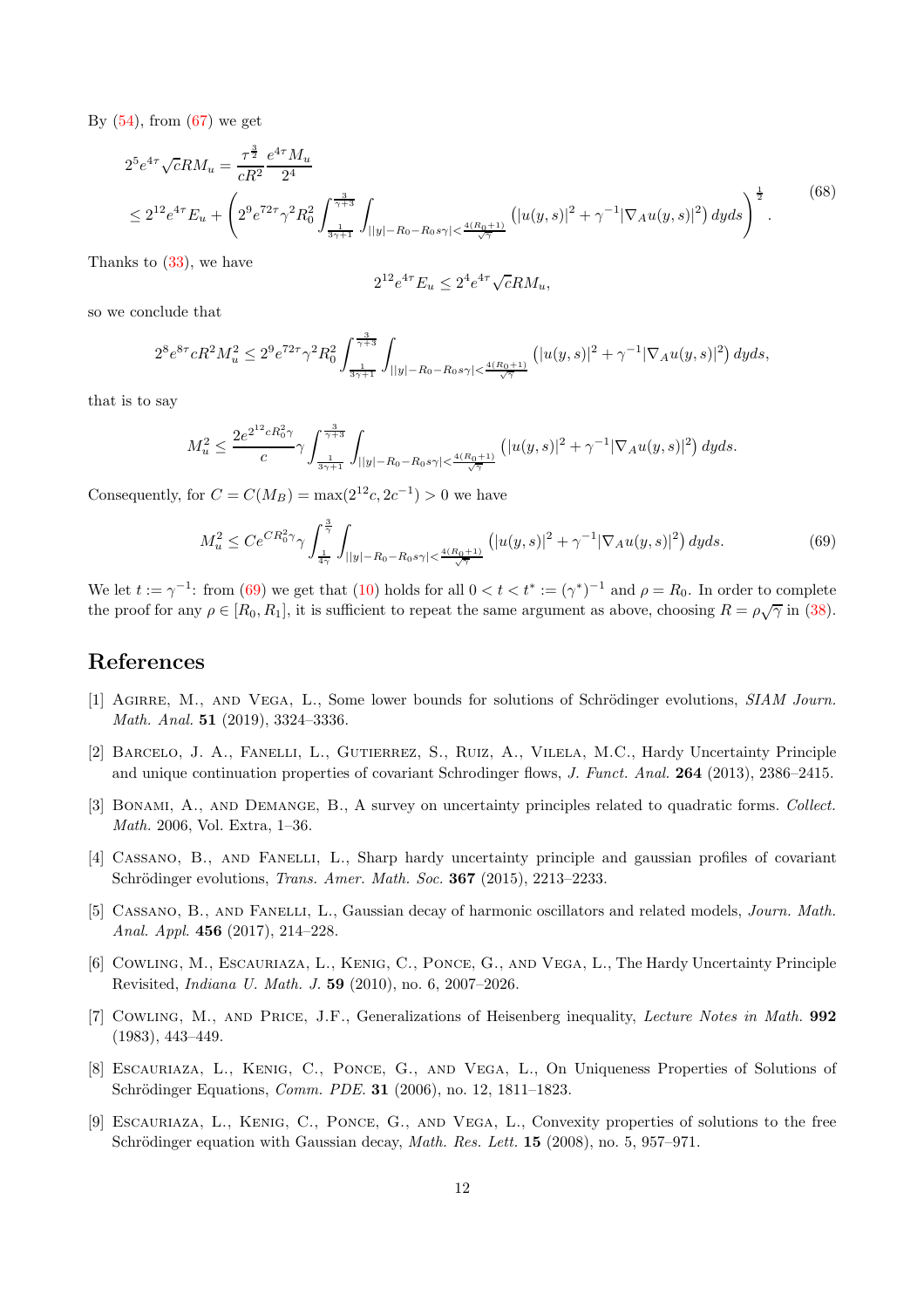By (54), from (67) we get

$$
\begin{aligned}
2^5 e^{4\tau}\sqrt{c}RM_u &= \frac{\tau^{\frac{3}{2}}}{cR^2}\frac{e^{4\tau}M_u}{2^4} \\
&\le 2^{12}e^{4\tau}E_u + \left(2^9 e^{72\tau}\gamma^2 R_0^2 \int_{\frac{1}{3\gamma+1}}^{\frac{3}{\gamma+3}} \int_{||y|-R_0-R_0 s\gamma|<\frac{4(R_0+1)}{\sqrt{\gamma}}} \left(|u(y,s)|^2 + \gamma^{-1}|\nabla_A u(y,s)|^2\right) dyds\right)^{\frac{1}{2}}.
\end{aligned}
\tag{68}
$$

Thanks to (33), we have

$$
2^{12}e^{4\tau}E_u \le 2^4 e^{4\tau}\sqrt{c}RM_u,
$$

so we conclude that

$$
2^8 e^{8\tau} cR^2 M_u^2 \le 2^9 e^{72\tau}\gamma^2 R_0^2 \int_{\frac{1}{3\gamma+1}}^{\frac{3}{\gamma+3}} \int_{||y|-R_0-R_0 s\gamma|<\frac{4(R_0+1)}{\sqrt{\gamma}}} \left(|u(y,s)|^2 + \gamma^{-1}|\nabla_A u(y,s)|^2\right) dyds,
$$

that is to say

$$
M_u^2 \le \frac{2e^{2^{12}cR_0^2\gamma}}{c}\gamma \int_{\frac{1}{3\gamma+1}}^{\frac{3}{\gamma+3}} \int_{||y|-R_0-R_0 s\gamma|<\frac{4(R_0+1)}{\sqrt{\gamma}}} \left(|u(y,s)|^2 + \gamma^{-1}|\nabla_A u(y,s)|^2\right) dyds.
$$

Consequently, for $C = C(M_B) = \max(2^{12}c, 2c^{-1}) > 0$ we have

$$
M_u^2 \le Ce^{CR_0^2\gamma}\gamma \int_{\frac{1}{4\gamma}}^{\frac{3}{\gamma}} \int_{||y|-R_0-R_0 s\gamma|<\frac{4(R_0+1)}{\sqrt{\gamma}}} \left(|u(y,s)|^2 + \gamma^{-1}|\nabla_A u(y,s)|^2\right) dyds.
\tag{69}
$$

We let $t := \gamma^{-1}$: from (69) we get that (10) holds for all $0 < t < t^* := (\gamma^*)^{-1}$ and $\rho = R_0$. In order to complete the proof for any $\rho \in [R_0, R_1]$, it is sufficient to repeat the same argument as above, choosing $R = \rho\sqrt{\gamma}$ in (38).

## References

[1] Agirre, M., and Vega, L., Some lower bounds for solutions of Schrödinger evolutions, *SIAM Journ. Math. Anal.* **51** (2019), 3324–3336.

[2] Barcelo, J. A., Fanelli, L., Gutierrez, S., Ruiz, A., Vilela, M.C., Hardy Uncertainty Principle and unique continuation properties of covariant Schrodinger flows, *J. Funct. Anal.* **264** (2013), 2386–2415.

[3] Bonami, A., and Demange, B., A survey on uncertainty principles related to quadratic forms. *Collect. Math.* 2006, Vol. Extra, 1–36.

[4] Cassano, B., and Fanelli, L., Sharp hardy uncertainty principle and gaussian profiles of covariant Schrödinger evolutions, *Trans. Amer. Math. Soc.* **367** (2015), 2213–2233.

[5] Cassano, B., and Fanelli, L., Gaussian decay of harmonic oscillators and related models, *Journ. Math. Anal. Appl.* **456** (2017), 214–228.

[6] Cowling, M., Escauriaza, L., Kenig, C., Ponce, G., and Vega, L., The Hardy Uncertainty Principle Revisited, *Indiana U. Math. J.* **59** (2010), no. 6, 2007–2026.

[7] Cowling, M., and Price, J.F., Generalizations of Heisenberg inequality, *Lecture Notes in Math.* **992** (1983), 443–449.

[8] Escauriaza, L., Kenig, C., Ponce, G., and Vega, L., On Uniqueness Properties of Solutions of Schrödinger Equations, *Comm. PDE.* **31** (2006), no. 12, 1811–1823.

[9] Escauriaza, L., Kenig, C., Ponce, G., and Vega, L., Convexity properties of solutions to the free Schrödinger equation with Gaussian decay, *Math. Res. Lett.* **15** (2008), no. 5, 957–971.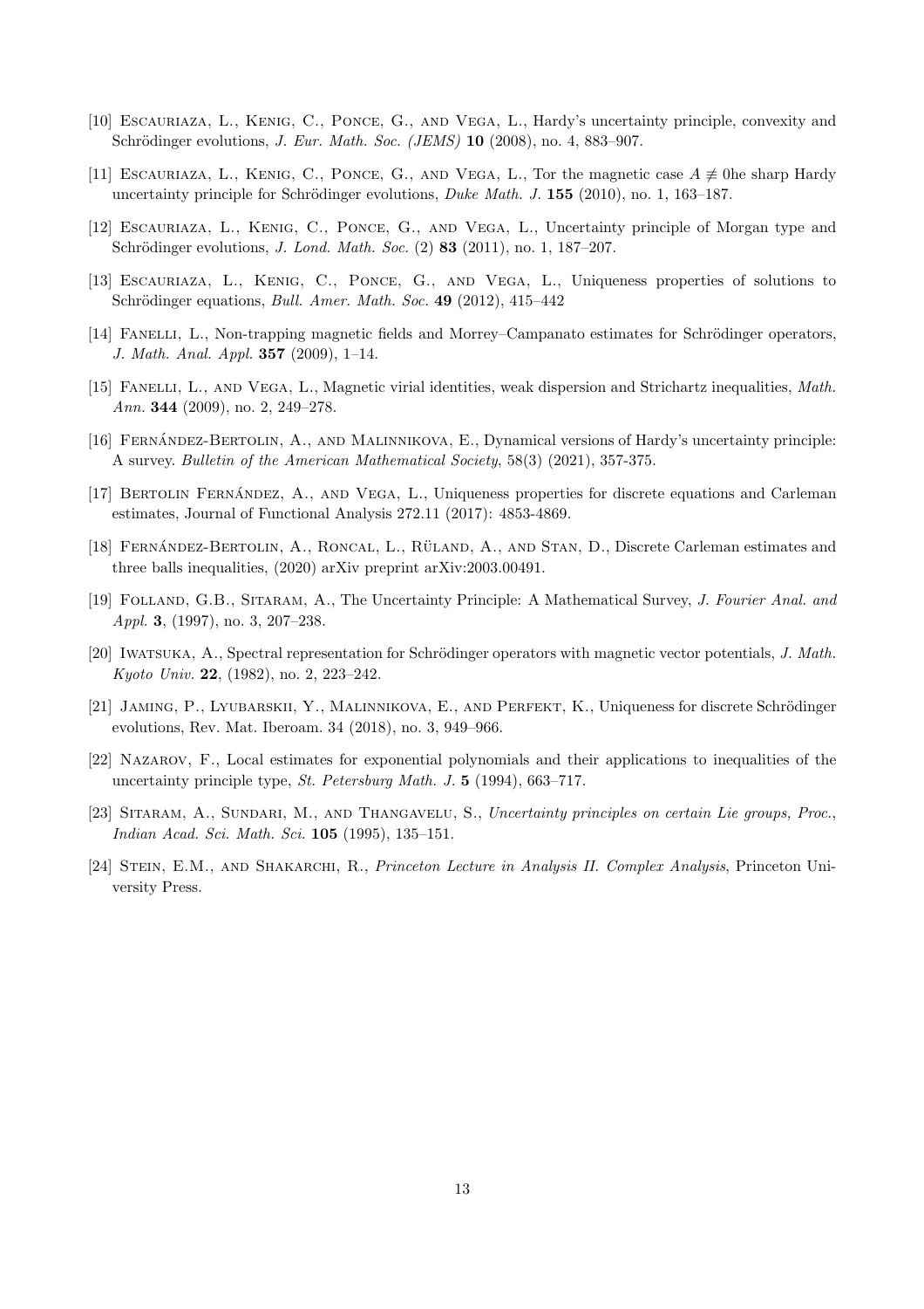[10] Escauriaza, L., Kenig, C., Ponce, G., and Vega, L., Hardy's uncertainty principle, convexity and Schrödinger evolutions, *J. Eur. Math. Soc. (JEMS)* **10** (2008), no. 4, 883–907.

[11] Escauriaza, L., Kenig, C., Ponce, G., and Vega, L., Tor the magnetic case $A \not\equiv 0$he sharp Hardy uncertainty principle for Schrödinger evolutions, *Duke Math. J.* **155** (2010), no. 1, 163–187.

[12] Escauriaza, L., Kenig, C., Ponce, G., and Vega, L., Uncertainty principle of Morgan type and Schrödinger evolutions, *J. Lond. Math. Soc.* (2) **83** (2011), no. 1, 187–207.

[13] Escauriaza, L., Kenig, C., Ponce, G., and Vega, L., Uniqueness properties of solutions to Schrödinger equations, *Bull. Amer. Math. Soc.* **49** (2012), 415–442

[14] Fanelli, L., Non-trapping magnetic fields and Morrey–Campanato estimates for Schrödinger operators, *J. Math. Anal. Appl.* **357** (2009), 1–14.

[15] Fanelli, L., and Vega, L., Magnetic virial identities, weak dispersion and Strichartz inequalities, *Math. Ann.* **344** (2009), no. 2, 249–278.

[16] Fernández-Bertolin, A., and Malinnikova, E., Dynamical versions of Hardy's uncertainty principle: A survey. *Bulletin of the American Mathematical Society*, 58(3) (2021), 357-375.

[17] Bertolin Fernández, A., and Vega, L., Uniqueness properties for discrete equations and Carleman estimates, Journal of Functional Analysis 272.11 (2017): 4853-4869.

[18] Fernández-Bertolin, A., Roncal, L., Rüland, A., and Stan, D., Discrete Carleman estimates and three balls inequalities, (2020) arXiv preprint arXiv:2003.00491.

[19] Folland, G.B., Sitaram, A., The Uncertainty Principle: A Mathematical Survey, *J. Fourier Anal. and Appl.* **3**, (1997), no. 3, 207–238.

[20] Iwatsuka, A., Spectral representation for Schrödinger operators with magnetic vector potentials, *J. Math. Kyoto Univ.* **22**, (1982), no. 2, 223–242.

[21] Jaming, P., Lyubarskii, Y., Malinnikova, E., and Perfekt, K., Uniqueness for discrete Schrödinger evolutions, Rev. Mat. Iberoam. 34 (2018), no. 3, 949–966.

[22] Nazarov, F., Local estimates for exponential polynomials and their applications to inequalities of the uncertainty principle type, *St. Petersburg Math. J.* **5** (1994), 663–717.

[23] Sitaram, A., Sundari, M., and Thangavelu, S., *Uncertainty principles on certain Lie groups, Proc., Indian Acad. Sci. Math. Sci.* **105** (1995), 135–151.

[24] Stein, E.M., and Shakarchi, R., *Princeton Lecture in Analysis II. Complex Analysis*, Princeton University Press.